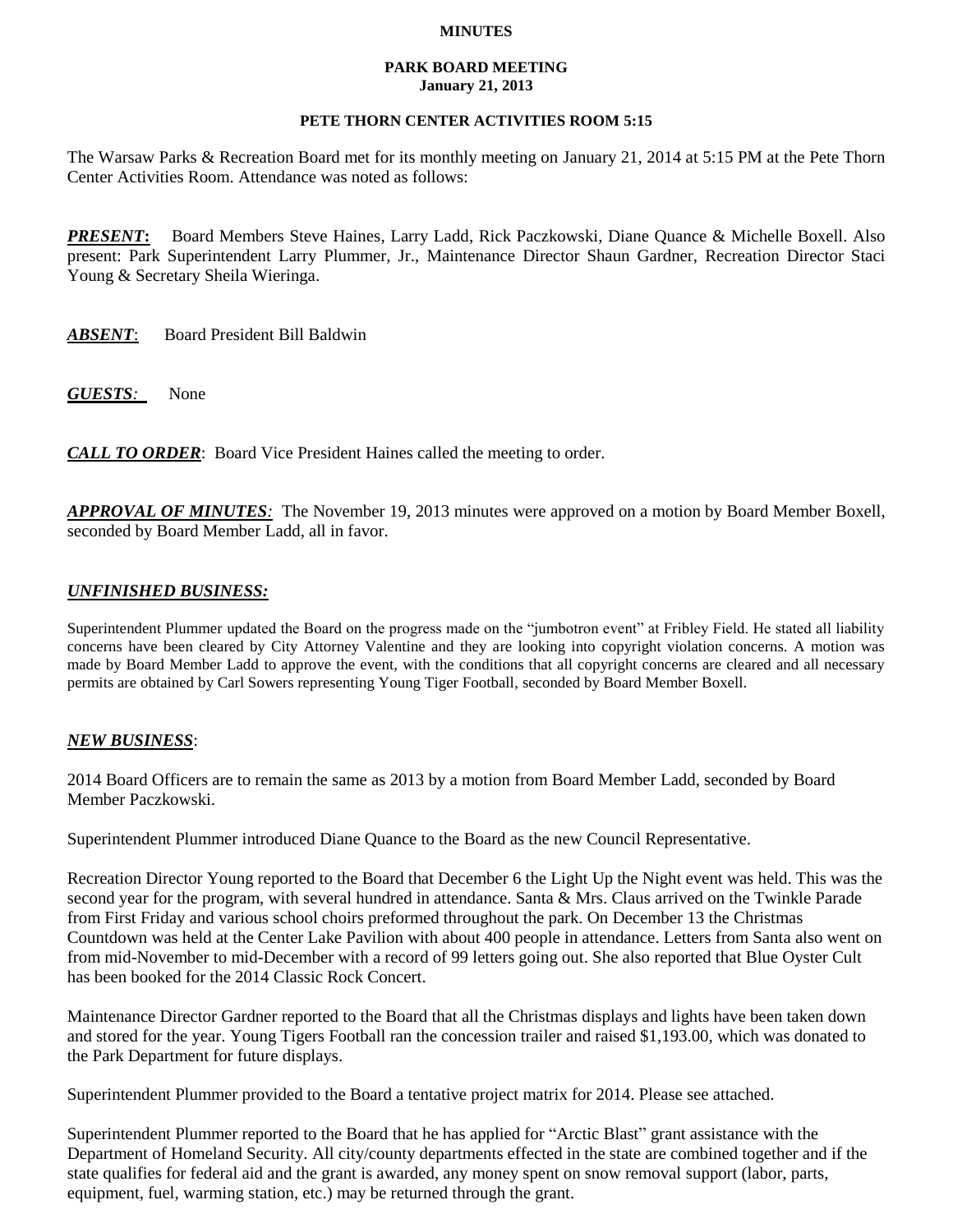**MINUTES**

**PARK BOARD MEETING**
**January 21, 2013**

**PETE THORN CENTER ACTIVITIES ROOM 5:15**

The Warsaw Parks & Recreation Board met for its monthly meeting on January 21, 2014 at 5:15 PM at the Pete Thorn Center Activities Room. Attendance was noted as follows:

***PRESENT*:** Board Members Steve Haines, Larry Ladd, Rick Paczkowski, Diane Quance & Michelle Boxell. Also present: Park Superintendent Larry Plummer, Jr., Maintenance Director Shaun Gardner, Recreation Director Staci Young & Secretary Sheila Wieringa.

***ABSENT*:** Board President Bill Baldwin

***GUESTS*:** None

***CALL TO ORDER*:** Board Vice President Haines called the meeting to order.

***APPROVAL OF MINUTES*:** The November 19, 2013 minutes were approved on a motion by Board Member Boxell, seconded by Board Member Ladd, all in favor.

***UNFINISHED BUSINESS:***

Superintendent Plummer updated the Board on the progress made on the "jumbotron event" at Fribley Field. He stated all liability concerns have been cleared by City Attorney Valentine and they are looking into copyright violation concerns. A motion was made by Board Member Ladd to approve the event, with the conditions that all copyright concerns are cleared and all necessary permits are obtained by Carl Sowers representing Young Tiger Football, seconded by Board Member Boxell.

***NEW BUSINESS*:**

2014 Board Officers are to remain the same as 2013 by a motion from Board Member Ladd, seconded by Board Member Paczkowski.

Superintendent Plummer introduced Diane Quance to the Board as the new Council Representative.

Recreation Director Young reported to the Board that December 6 the Light Up the Night event was held. This was the second year for the program, with several hundred in attendance. Santa & Mrs. Claus arrived on the Twinkle Parade from First Friday and various school choirs preformed throughout the park. On December 13 the Christmas Countdown was held at the Center Lake Pavilion with about 400 people in attendance. Letters from Santa also went on from mid-November to mid-December with a record of 99 letters going out. She also reported that Blue Oyster Cult has been booked for the 2014 Classic Rock Concert.

Maintenance Director Gardner reported to the Board that all the Christmas displays and lights have been taken down and stored for the year. Young Tigers Football ran the concession trailer and raised $1,193.00, which was donated to the Park Department for future displays.

Superintendent Plummer provided to the Board a tentative project matrix for 2014. Please see attached.

Superintendent Plummer reported to the Board that he has applied for "Arctic Blast" grant assistance with the Department of Homeland Security. All city/county departments effected in the state are combined together and if the state qualifies for federal aid and the grant is awarded, any money spent on snow removal support (labor, parts, equipment, fuel, warming station, etc.) may be returned through the grant.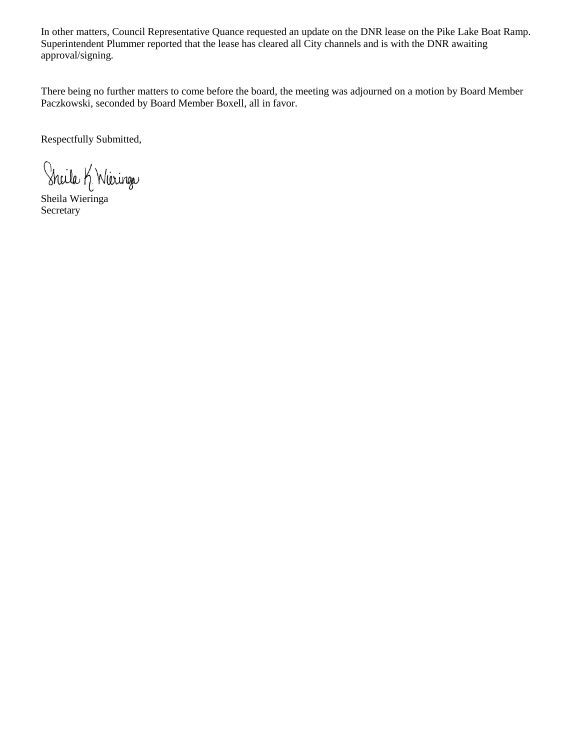In other matters, Council Representative Quance requested an update on the DNR lease on the Pike Lake Boat Ramp. Superintendent Plummer reported that the lease has cleared all City channels and is with the DNR awaiting approval/signing.

There being no further matters to come before the board, the meeting was adjourned on a motion by Board Member Paczkowski, seconded by Board Member Boxell, all in favor.

Respectfully Submitted,

Sheila K. Wieringa

Sheila Wieringa
Secretary